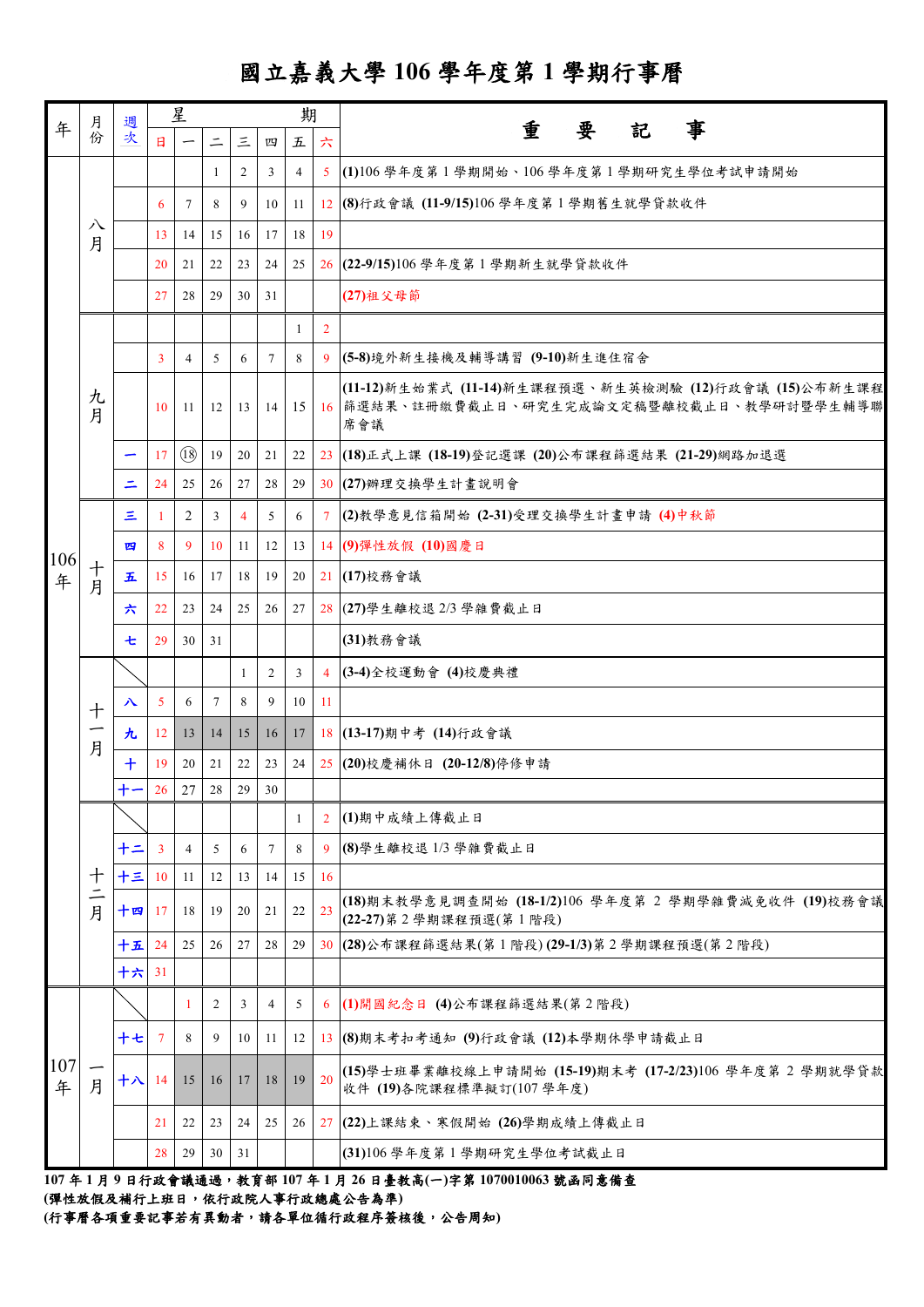# 國立嘉義大學 106 學年度第 1 學期行事曆

| 年 | 月份 | 週次 | 日 | 一 | 二 | 三 | 四 | 五 | 六 | 重要記事 |
|---|---|---|---|---|---|---|---|---|---|---|
| 106年 | 八月 | | | | 1 | 2 | 3 | 4 | 5 | (1)106 學年度第 1 學期開始、106 學年度第 1 學期研究生學位考試申請開始 |
| | | | 6 | 7 | 8 | 9 | 10 | 11 | 12 | (8)行政會議 (11-9/15)106 學年度第 1 學期舊生就學貸款收件 |
| | | | 13 | 14 | 15 | 16 | 17 | 18 | 19 | |
| | | | 20 | 21 | 22 | 23 | 24 | 25 | 26 | (22-9/15)106 學年度第 1 學期新生就學貸款收件 |
| | | | 27 | 28 | 29 | 30 | 31 | | | (27)祖父母節 |
| | 九月 | | | | | | | 1 | 2 | |
| | | | 3 | 4 | 5 | 6 | 7 | 8 | 9 | (5-8)境外新生接機及輔導講習 (9-10)新生進住宿舍 |
| | | | 10 | 11 | 12 | 13 | 14 | 15 | 16 | (11-12)新生始業式 (11-14)新生課程預選、新生英檢測驗 (12)行政會議 (15)公布新生課程篩選結果、註冊繳費截止日、研究生完成論文定稿暨離校截止日、教學研討暨學生輔導聯席會議 |
| | | 一 | 17 | ⑱ | 19 | 20 | 21 | 22 | 23 | (18)正式上課 (18-19)登記選課 (20)公布課程篩選結果 (21-29)網路加退選 |
| | | 二 | 24 | 25 | 26 | 27 | 28 | 29 | 30 | (27)辦理交換學生計畫說明會 |
| | 十月 | 三 | 1 | 2 | 3 | 4 | 5 | 6 | 7 | (2)教學意見信箱開始 (2-31)受理交換學生計畫申請 (4)中秋節 |
| | | 四 | 8 | 9 | 10 | 11 | 12 | 13 | 14 | (9)彈性放假 (10)國慶日 |
| | | 五 | 15 | 16 | 17 | 18 | 19 | 20 | 21 | (17)校務會議 |
| | | 六 | 22 | 23 | 24 | 25 | 26 | 27 | 28 | (27)學生離校退 2/3 學雜費截止日 |
| | | 七 | 29 | 30 | 31 | | | | | (31)教務會議 |
| | 十一月 | | | | | 1 | 2 | 3 | 4 | (3-4)全校運動會 (4)校慶典禮 |
| | | 八 | 5 | 6 | 7 | 8 | 9 | 10 | 11 | |
| | | 九 | 12 | 13 | 14 | 15 | 16 | 17 | 18 | (13-17)期中考 (14)行政會議 |
| | | 十 | 19 | 20 | 21 | 22 | 23 | 24 | 25 | (20)校慶補休日 (20-12/8)停修申請 |
| | | 十一 | 26 | 27 | 28 | 29 | 30 | | | |
| | 十二月 | | | | | | | 1 | 2 | (1)期中成績上傳截止日 |
| | | 十二 | 3 | 4 | 5 | 6 | 7 | 8 | 9 | (8)學生離校退 1/3 學雜費截止日 |
| | | 十三 | 10 | 11 | 12 | 13 | 14 | 15 | 16 | |
| | | 十四 | 17 | 18 | 19 | 20 | 21 | 22 | 23 | (18)期末教學意見調查開始 (18-1/2)106 學年度第 2 學期學雜費減免收件 (19)校務會議 (22-27)第 2 學期課程預選(第 1 階段) |
| | | 十五 | 24 | 25 | 26 | 27 | 28 | 29 | 30 | (28)公布課程篩選結果(第 1 階段) (29-1/3)第 2 學期課程預選(第 2 階段) |
| | | 十六 | 31 | | | | | | | |
| 107年 | 一月 | | | 1 | 2 | 3 | 4 | 5 | 6 | (1)開國紀念日 (4)公布課程篩選結果(第 2 階段) |
| | | 十七 | 7 | 8 | 9 | 10 | 11 | 12 | 13 | (8)期末考扣考通知 (9)行政會議 (12)本學期休學申請截止日 |
| | | 十八 | 14 | 15 | 16 | 17 | 18 | 19 | 20 | (15)學士班畢業離校線上申請開始 (15-19)期末考 (17-2/23)106 學年度第 2 學期就學貸款收件 (19)各院課程標準擬訂(107 學年度) |
| | | | 21 | 22 | 23 | 24 | 25 | 26 | 27 | (22)上課結束、寒假開始 (26)學期成績上傳截止日 |
| | | | 28 | 29 | 30 | 31 | | | | (31)106 學年度第 1 學期研究生學位考試截止日 |

**107 年 1 月 9 日行政會議通過，教育部 107 年 1 月 26 日臺教高(一)字第 1070010063 號函同意備查**

**(彈性放假及補行上班日，依行政院人事行政總處公告為準)**

**(行事曆各項重要記事若有異動者，請各單位循行政程序簽核後，公告周知)**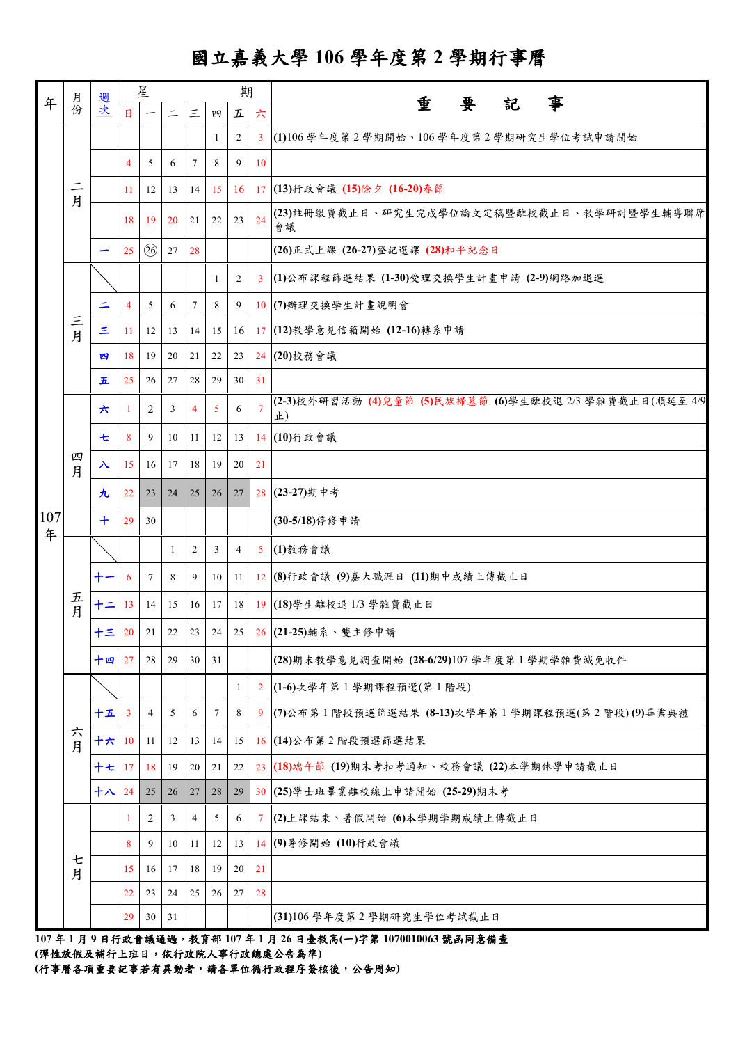# 國立嘉義大學 106 學年度第 2 學期行事曆

| 年 | 月份 | 週次 | 日 | 一 | 二 | 三 | 四 | 五 | 六 | 重要記事 |
|---|---|---|---|---|---|---|---|---|---|---|
| 107年 | 二月 | | | | | | 1 | 2 | 3 | (1)106 學年度第 2 學期開始、106 學年度第 2 學期研究生學位考試申請開始 |
| | | | 4 | 5 | 6 | 7 | 8 | 9 | 10 | |
| | | | 11 | 12 | 13 | 14 | 15 | 16 | 17 | (13)行政會議 (15)除夕 (16-20)春節 |
| | | | 18 | 19 | 20 | 21 | 22 | 23 | 24 | (23)註冊繳費截止日、研究生完成學位論文定稿暨離校截止日、教學研討暨學生輔導聯席會議 |
| | | 一 | 25 | ㉖ | 27 | 28 | | | | (26)正式上課 (26-27)登記選課 (28)和平紀念日 |
| | 三月 | | | | | | 1 | 2 | 3 | (1)公布課程篩選結果 (1-30)受理交換學生計畫申請 (2-9)網路加退選 |
| | | 二 | 4 | 5 | 6 | 7 | 8 | 9 | 10 | (7)辦理交換學生計畫說明會 |
| | | 三 | 11 | 12 | 13 | 14 | 15 | 16 | 17 | (12)教學意見信箱開始 (12-16)轉系申請 |
| | | 四 | 18 | 19 | 20 | 21 | 22 | 23 | 24 | (20)校務會議 |
| | | 五 | 25 | 26 | 27 | 28 | 29 | 30 | 31 | |
| | 四月 | 六 | 1 | 2 | 3 | 4 | 5 | 6 | 7 | (2-3)校外研習活動 (4)兒童節 (5)民族掃墓節 (6)學生離校退 2/3 學雜費截止日(順延至 4/9 止) |
| | | 七 | 8 | 9 | 10 | 11 | 12 | 13 | 14 | (10)行政會議 |
| | | 八 | 15 | 16 | 17 | 18 | 19 | 20 | 21 | |
| | | 九 | 22 | 23 | 24 | 25 | 26 | 27 | 28 | (23-27)期中考 |
| | | 十 | 29 | 30 | | | | | | (30-5/18)停修申請 |
| | 五月 | | | | 1 | 2 | 3 | 4 | 5 | (1)教務會議 |
| | | 十一 | 6 | 7 | 8 | 9 | 10 | 11 | 12 | (8)行政會議 (9)嘉大職涯日 (11)期中成績上傳截止日 |
| | | 十二 | 13 | 14 | 15 | 16 | 17 | 18 | 19 | (18)學生離校退 1/3 學雜費截止日 |
| | | 十三 | 20 | 21 | 22 | 23 | 24 | 25 | 26 | (21-25)輔系、雙主修申請 |
| | | 十四 | 27 | 28 | 29 | 30 | 31 | | | (28)期末教學意見調查開始 (28-6/29)107 學年度第 1 學期學雜費減免收件 |
| | 六月 | | | | | | | 1 | 2 | (1-6)次學年第 1 學期課程預選(第 1 階段) |
| | | 十五 | 3 | 4 | 5 | 6 | 7 | 8 | 9 | (7)公布第 1 階段預選篩選結果 (8-13)次學年第 1 學期課程預選(第 2 階段) (9)畢業典禮 |
| | | 十六 | 10 | 11 | 12 | 13 | 14 | 15 | 16 | (14)公布第 2 階段預選篩選結果 |
| | | 十七 | 17 | 18 | 19 | 20 | 21 | 22 | 23 | (18)端午節 (19)期末考扣考通知、校務會議 (22)本學期休學申請截止日 |
| | | 十八 | 24 | 25 | 26 | 27 | 28 | 29 | 30 | (25)學士班畢業離校線上申請開始 (25-29)期末考 |
| | 七月 | | 1 | 2 | 3 | 4 | 5 | 6 | 7 | (2)上課結束、暑假開始 (6)本學期學期成績上傳截止日 |
| | | | 8 | 9 | 10 | 11 | 12 | 13 | 14 | (9)暑修開始 (10)行政會議 |
| | | | 15 | 16 | 17 | 18 | 19 | 20 | 21 | |
| | | | 22 | 23 | 24 | 25 | 26 | 27 | 28 | |
| | | | 29 | 30 | 31 | | | | | (31)106 學年度第 2 學期研究生學位考試截止日 |

**107 年 1 月 9 日行政會議通過，教育部 107 年 1 月 26 日臺教高(一)字第 1070010063 號函同意備查**

**(彈性放假及補行上班日，依行政院人事行政總處公告為準)**

**(行事曆各項重要記事若有異動者，請各單位循行政程序簽核後，公告周知)**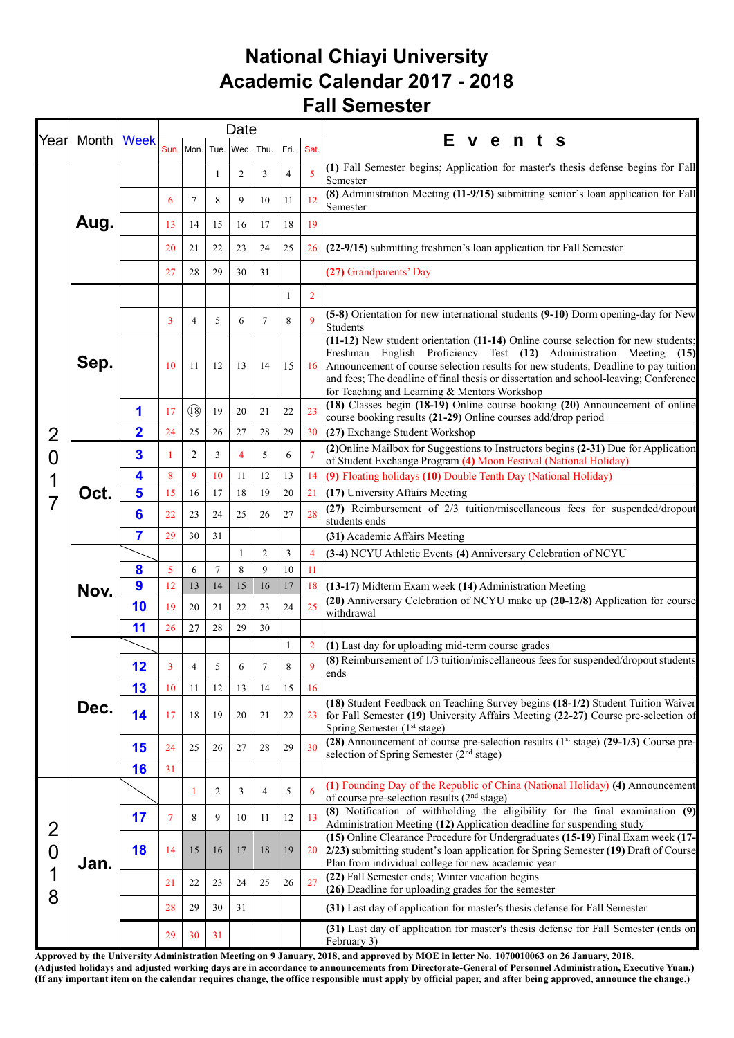# National Chiayi University
# Academic Calendar 2017 - 2018
## Fall Semester

| Year | Month | Week | Sun. | Mon. | Tue. | Wed. | Thu. | Fri. | Sat. | Events |
|---|---|---|---|---|---|---|---|---|---|---|
| 2017 | Aug. | | | | 1 | 2 | 3 | 4 | 5 | **(1)** Fall Semester begins; Application for master's thesis defense begins for Fall Semester |
| | | | 6 | 7 | 8 | 9 | 10 | 11 | 12 | **(8)** Administration Meeting **(11-9/15)** submitting senior's loan application for Fall Semester |
| | | | 13 | 14 | 15 | 16 | 17 | 18 | 19 | |
| | | | 20 | 21 | 22 | 23 | 24 | 25 | 26 | **(22-9/15)** submitting freshmen's loan application for Fall Semester |
| | | | 27 | 28 | 29 | 30 | 31 | | | **(27)** Grandparents' Day |
| | Sep. | | | | | | | 1 | 2 | |
| | | | 3 | 4 | 5 | 6 | 7 | 8 | 9 | **(5-8)** Orientation for new international students **(9-10)** Dorm opening-day for New Students |
| | | | 10 | 11 | 12 | 13 | 14 | 15 | 16 | **(11-12)** New student orientation **(11-14)** Online course selection for new students; Freshman English Proficiency Test **(12)** Administration Meeting **(15)** Announcement of course selection results for new students; Deadline to pay tuition and fees; The deadline of final thesis or dissertation and school-leaving; Conference for Teaching and Learning & Mentors Workshop |
| | | 1 | 17 | ⑱ | 19 | 20 | 21 | 22 | 23 | **(18)** Classes begin **(18-19)** Online course booking **(20)** Announcement of online course booking results **(21-29)** Online courses add/drop period |
| | | 2 | 24 | 25 | 26 | 27 | 28 | 29 | 30 | **(27)** Exchange Student Workshop |
| | Oct. | 3 | 1 | 2 | 3 | 4 | 5 | 6 | 7 | **(2)**Online Mailbox for Suggestions to Instructors begins **(2-31)** Due for Application of Student Exchange Program **(4)** Moon Festival (National Holiday) |
| | | 4 | 8 | 9 | 10 | 11 | 12 | 13 | 14 | **(9)** Floating holidays **(10)** Double Tenth Day (National Holiday) |
| | | 5 | 15 | 16 | 17 | 18 | 19 | 20 | 21 | **(17)** University Affairs Meeting |
| | | 6 | 22 | 23 | 24 | 25 | 26 | 27 | 28 | **(27)** Reimbursement of 2/3 tuition/miscellaneous fees for suspended/dropout students ends |
| | | 7 | 29 | 30 | 31 | | | | | **(31)** Academic Affairs Meeting |
| | Nov. | | | | | 1 | 2 | 3 | 4 | **(3-4)** NCYU Athletic Events **(4)** Anniversary Celebration of NCYU |
| | | 8 | 5 | 6 | 7 | 8 | 9 | 10 | 11 | |
| | | 9 | 12 | 13 | 14 | 15 | 16 | 17 | 18 | **(13-17)** Midterm Exam week **(14)** Administration Meeting |
| | | 10 | 19 | 20 | 21 | 22 | 23 | 24 | 25 | **(20)** Anniversary Celebration of NCYU make up **(20-12/8)** Application for course withdrawal |
| | | 11 | 26 | 27 | 28 | 29 | 30 | | | |
| | Dec. | | | | | | | 1 | 2 | **(1)** Last day for uploading mid-term course grades |
| | | 12 | 3 | 4 | 5 | 6 | 7 | 8 | 9 | **(8)** Reimbursement of 1/3 tuition/miscellaneous fees for suspended/dropout students ends |
| | | 13 | 10 | 11 | 12 | 13 | 14 | 15 | 16 | |
| | | 14 | 17 | 18 | 19 | 20 | 21 | 22 | 23 | **(18)** Student Feedback on Teaching Survey begins **(18-1/2)** Student Tuition Waiver for Fall Semester **(19)** University Affairs Meeting **(22-27)** Course pre-selection of Spring Semester (1st stage) |
| | | 15 | 24 | 25 | 26 | 27 | 28 | 29 | 30 | **(28)** Announcement of course pre-selection results (1st stage) **(29-1/3)** Course pre-selection of Spring Semester (2nd stage) |
| | | 16 | 31 | | | | | | | |
| 2018 | Jan. | | | 1 | 2 | 3 | 4 | 5 | 6 | **(1)** Founding Day of the Republic of China (National Holiday) **(4)** Announcement of course pre-selection results (2nd stage) |
| | | 17 | 7 | 8 | 9 | 10 | 11 | 12 | 13 | **(8)** Notification of withholding the eligibility for the final examination **(9)** Administration Meeting **(12)** Application deadline for suspending study |
| | | 18 | 14 | 15 | 16 | 17 | 18 | 19 | 20 | **(15)** Online Clearance Procedure for Undergraduates **(15-19)** Final Exam week **(17-2/23)** submitting student's loan application for Spring Semester **(19)** Draft of Course Plan from individual college for new academic year |
| | | | 21 | 22 | 23 | 24 | 25 | 26 | 27 | **(22)** Fall Semester ends; Winter vacation begins **(26)** Deadline for uploading grades for the semester |
| | | | 28 | 29 | 30 | 31 | | | | **(31)** Last day of application for master's thesis defense for Fall Semester |
| | | | 29 | 30 | 31 | | | | | **(31)** Last day of application for master's thesis defense for Fall Semester (ends on February 3) |

**Approved by the University Administration Meeting on 9 January, 2018, and approved by MOE in letter No. 1070010063 on 26 January, 2018.**
**(Adjusted holidays and adjusted working days are in accordance to announcements from Directorate-General of Personnel Administration, Executive Yuan.)**
**(If any important item on the calendar requires change, the office responsible must apply by official paper, and after being approved, announce the change.)**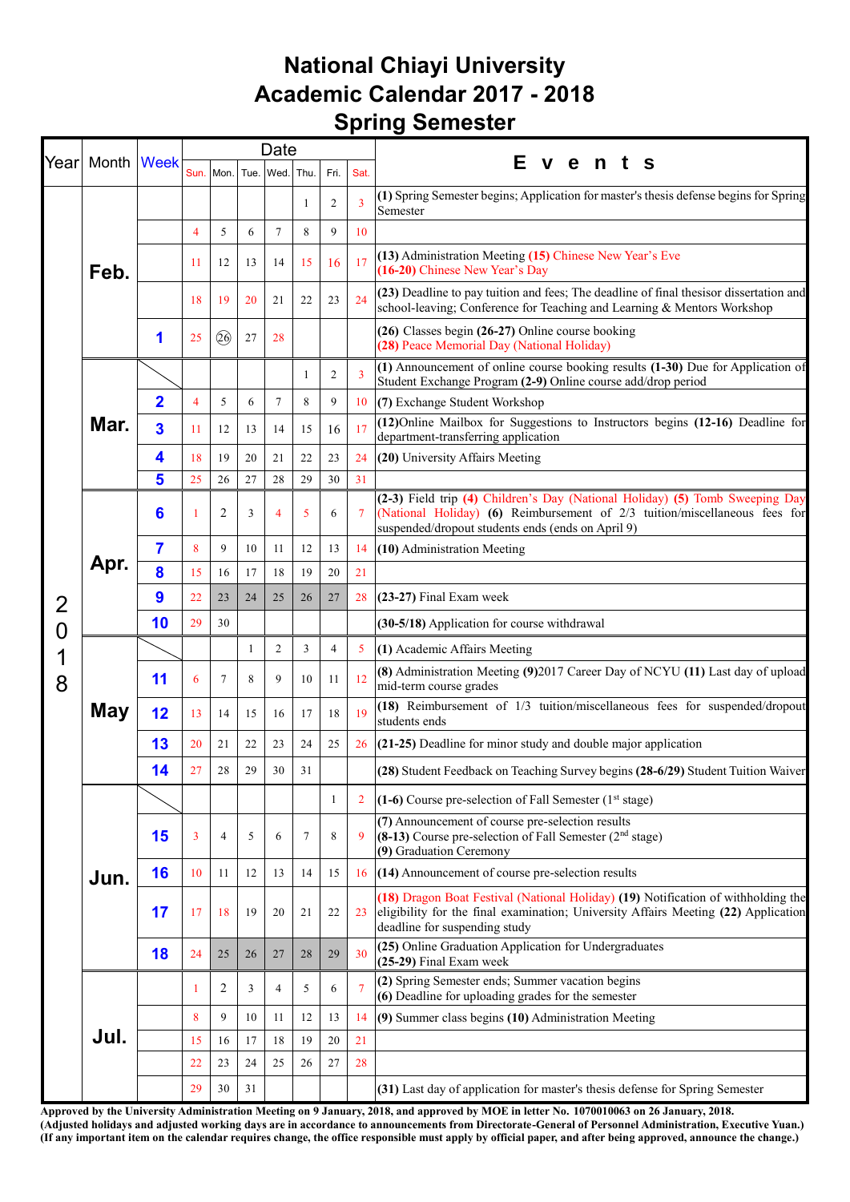# National Chiayi University
# Academic Calendar 2017 - 2018
# Spring Semester

| Year | Month | Week | Sun. | Mon. | Tue. | Wed. | Thu. | Fri. | Sat. | Events |
|---|---|---|---|---|---|---|---|---|---|---|
| 2018 | Feb. | | | | | | 1 | 2 | 3 | **(1)** Spring Semester begins; Application for master's thesis defense begins for Spring Semester |
| | | | 4 | 5 | 6 | 7 | 8 | 9 | 10 | |
| | | | 11 | 12 | 13 | 14 | 15 | 16 | 17 | **(13)** Administration Meeting **(15)** Chinese New Year's Eve **(16-20)** Chinese New Year's Day |
| | | | 18 | 19 | 20 | 21 | 22 | 23 | 24 | **(23)** Deadline to pay tuition and fees; The deadline of final thesisor dissertation and school-leaving; Conference for Teaching and Learning & Mentors Workshop |
| | | 1 | 25 | ㉖ | 27 | 28 | | | | **(26)** Classes begin **(26-27)** Online course booking **(28)** Peace Memorial Day (National Holiday) |
| | Mar. | | | | | | 1 | 2 | 3 | **(1)** Announcement of online course booking results **(1-30)** Due for Application of Student Exchange Program **(2-9)** Online course add/drop period |
| | | 2 | 4 | 5 | 6 | 7 | 8 | 9 | 10 | **(7)** Exchange Student Workshop |
| | | 3 | 11 | 12 | 13 | 14 | 15 | 16 | 17 | **(12)**Online Mailbox for Suggestions to Instructors begins **(12-16)** Deadline for department-transferring application |
| | | 4 | 18 | 19 | 20 | 21 | 22 | 23 | 24 | **(20)** University Affairs Meeting |
| | | 5 | 25 | 26 | 27 | 28 | 29 | 30 | 31 | |
| | Apr. | 6 | 1 | 2 | 3 | 4 | 5 | 6 | 7 | **(2-3)** Field trip **(4)** Children's Day (National Holiday) **(5)** Tomb Sweeping Day (National Holiday) **(6)** Reimbursement of 2/3 tuition/miscellaneous fees for suspended/dropout students ends (ends on April 9) |
| | | 7 | 8 | 9 | 10 | 11 | 12 | 13 | 14 | **(10)** Administration Meeting |
| | | 8 | 15 | 16 | 17 | 18 | 19 | 20 | 21 | |
| | | 9 | 22 | 23 | 24 | 25 | 26 | 27 | 28 | **(23-27)** Final Exam week |
| | | 10 | 29 | 30 | | | | | | **(30-5/18)** Application for course withdrawal |
| | May | | | | 1 | 2 | 3 | 4 | 5 | **(1)** Academic Affairs Meeting |
| | | 11 | 6 | 7 | 8 | 9 | 10 | 11 | 12 | **(8)** Administration Meeting **(9)**2017 Career Day of NCYU **(11)** Last day of upload mid-term course grades |
| | | 12 | 13 | 14 | 15 | 16 | 17 | 18 | 19 | **(18)** Reimbursement of 1/3 tuition/miscellaneous fees for suspended/dropout students ends |
| | | 13 | 20 | 21 | 22 | 23 | 24 | 25 | 26 | **(21-25)** Deadline for minor study and double major application |
| | | 14 | 27 | 28 | 29 | 30 | 31 | | | **(28)** Student Feedback on Teaching Survey begins **(28-6/29)** Student Tuition Waiver |
| | Jun. | | | | | | | 1 | 2 | **(1-6)** Course pre-selection of Fall Semester (1st stage) |
| | | 15 | 3 | 4 | 5 | 6 | 7 | 8 | 9 | **(7)** Announcement of course pre-selection results **(8-13)** Course pre-selection of Fall Semester (2nd stage) **(9)** Graduation Ceremony |
| | | 16 | 10 | 11 | 12 | 13 | 14 | 15 | 16 | **(14)** Announcement of course pre-selection results |
| | | 17 | 17 | 18 | 19 | 20 | 21 | 22 | 23 | **(18)** Dragon Boat Festival (National Holiday) **(19)** Notification of withholding the eligibility for the final examination; University Affairs Meeting **(22)** Application deadline for suspending study |
| | | 18 | 24 | 25 | 26 | 27 | 28 | 29 | 30 | **(25)** Online Graduation Application for Undergraduates **(25-29)** Final Exam week |
| | Jul. | | 1 | 2 | 3 | 4 | 5 | 6 | 7 | **(2)** Spring Semester ends; Summer vacation begins **(6)** Deadline for uploading grades for the semester |
| | | | 8 | 9 | 10 | 11 | 12 | 13 | 14 | **(9)** Summer class begins **(10)** Administration Meeting |
| | | | 15 | 16 | 17 | 18 | 19 | 20 | 21 | |
| | | | 22 | 23 | 24 | 25 | 26 | 27 | 28 | |
| | | | 29 | 30 | 31 | | | | | **(31)** Last day of application for master's thesis defense for Spring Semester |

**Approved by the University Administration Meeting on 9 January, 2018, and approved by MOE in letter No. 1070010063 on 26 January, 2018.**
**(Adjusted holidays and adjusted working days are in accordance to announcements from Directorate-General of Personnel Administration, Executive Yuan.)**
**(If any important item on the calendar requires change, the office responsible must apply by official paper, and after being approved, announce the change.)**